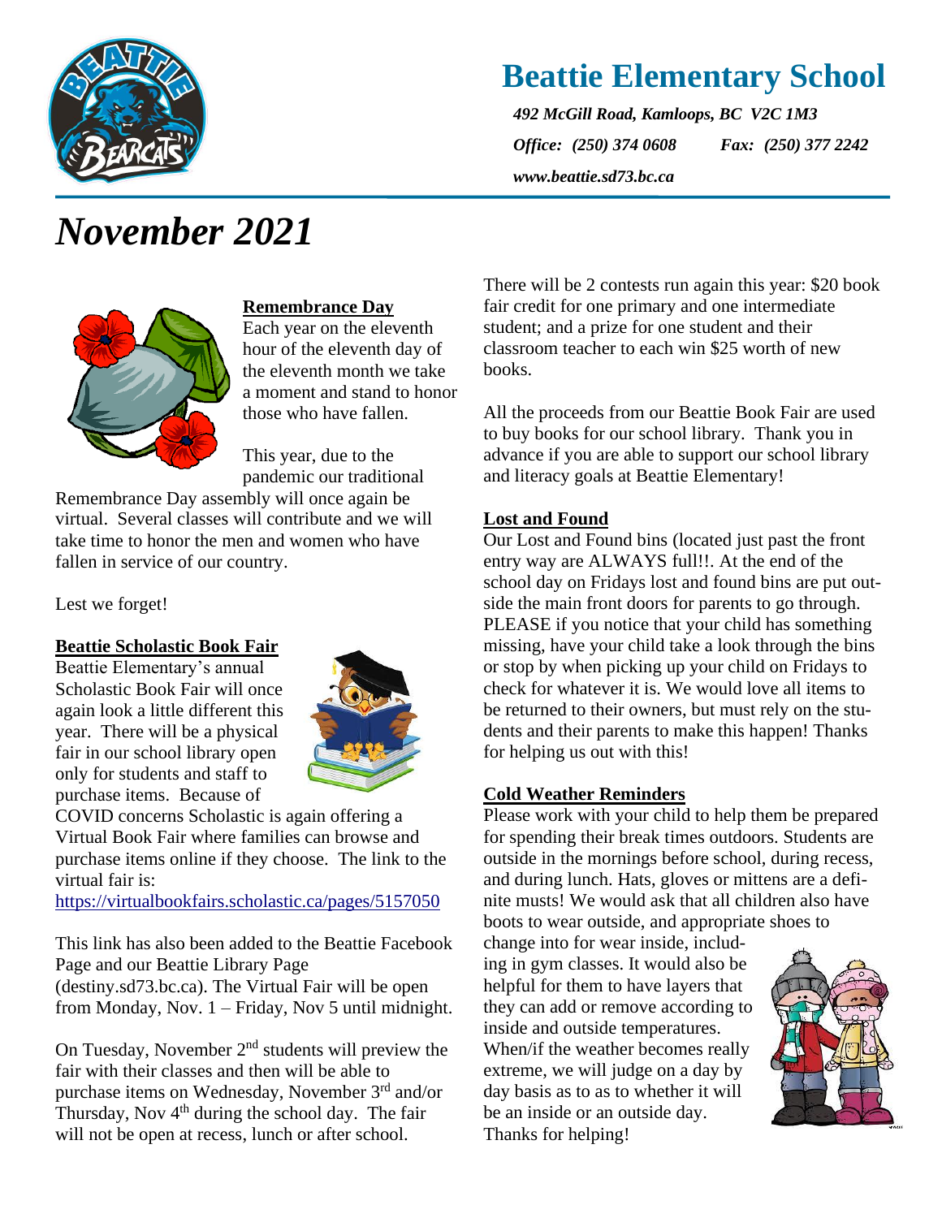# Beattie Elementary School

*492 McGill Road, Kamloops, BC V2C 1M3*

*Office: (250) 374 0608 Fax: (250) 377 2242*

***www.beattie.sd73.bc.ca***

# *November 2021*

**Remembrance Day**

Each year on the eleventh hour of the eleventh day of the eleventh month we take a moment and stand to honor those who have fallen.

This year, due to the pandemic our traditional Remembrance Day assembly will once again be virtual. Several classes will contribute and we will take time to honor the men and women who have fallen in service of our country.

Lest we forget!

**Beattie Scholastic Book Fair**

Beattie Elementary's annual Scholastic Book Fair will once again look a little different this year. There will be a physical fair in our school library open only for students and staff to purchase items. Because of COVID concerns Scholastic is again offering a Virtual Book Fair where families can browse and purchase items online if they choose. The link to the virtual fair is:

https://virtualbookfairs.scholastic.ca/pages/5157050

This link has also been added to the Beattie Facebook Page and our Beattie Library Page (destiny.sd73.bc.ca). The Virtual Fair will be open from Monday, Nov. 1 – Friday, Nov 5 until midnight.

On Tuesday, November 2nd students will preview the fair with their classes and then will be able to purchase items on Wednesday, November 3rd and/or Thursday, Nov 4th during the school day. The fair will not be open at recess, lunch or after school.

There will be 2 contests run again this year: $20 book fair credit for one primary and one intermediate student; and a prize for one student and their classroom teacher to each win $25 worth of new books.

All the proceeds from our Beattie Book Fair are used to buy books for our school library. Thank you in advance if you are able to support our school library and literacy goals at Beattie Elementary!

**Lost and Found**

Our Lost and Found bins (located just past the front entry way are ALWAYS full!!. At the end of the school day on Fridays lost and found bins are put outside the main front doors for parents to go through. PLEASE if you notice that your child has something missing, have your child take a look through the bins or stop by when picking up your child on Fridays to check for whatever it is. We would love all items to be returned to their owners, but must rely on the students and their parents to make this happen! Thanks for helping us out with this!

**Cold Weather Reminders**

Please work with your child to help them be prepared for spending their break times outdoors. Students are outside in the mornings before school, during recess, and during lunch. Hats, gloves or mittens are a definite musts! We would ask that all children also have boots to wear outside, and appropriate shoes to change into for wear inside, including in gym classes. It would also be helpful for them to have layers that they can add or remove according to inside and outside temperatures. When/if the weather becomes really extreme, we will judge on a day by day basis as to as to whether it will be an inside or an outside day. Thanks for helping!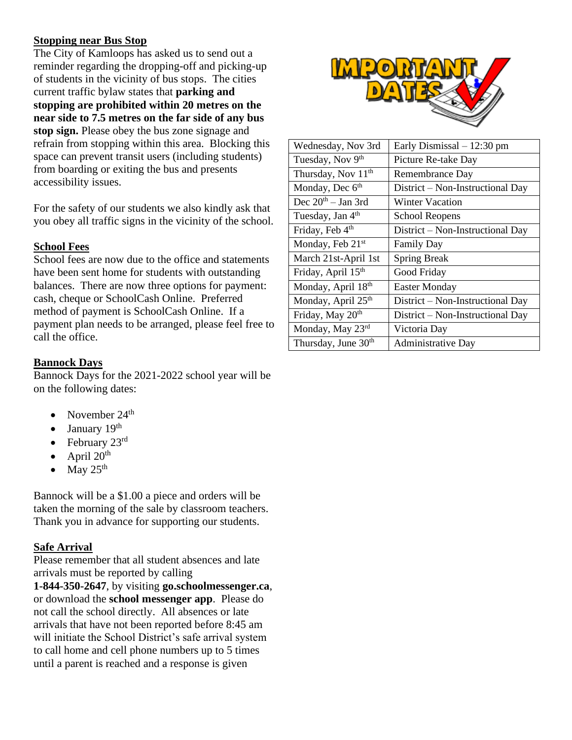**Stopping near Bus Stop**

The City of Kamloops has asked us to send out a reminder regarding the dropping-off and picking-up of students in the vicinity of bus stops. The cities current traffic bylaw states that **parking and stopping are prohibited within 20 metres on the near side to 7.5 metres on the far side of any bus stop sign.** Please obey the bus zone signage and refrain from stopping within this area. Blocking this space can prevent transit users (including students) from boarding or exiting the bus and presents accessibility issues.

For the safety of our students we also kindly ask that you obey all traffic signs in the vicinity of the school.

**School Fees**

School fees are now due to the office and statements have been sent home for students with outstanding balances. There are now three options for payment: cash, cheque or SchoolCash Online. Preferred method of payment is SchoolCash Online. If a payment plan needs to be arranged, please feel free to call the office.

**Bannock Days**

Bannock Days for the 2021-2022 school year will be on the following dates:

- November 24th
- January 19th
- February 23rd
- April 20th
- May 25th

Bannock will be a $1.00 a piece and orders will be taken the morning of the sale by classroom teachers. Thank you in advance for supporting our students.

**Safe Arrival**

Please remember that all student absences and late arrivals must be reported by calling **1-844-350-2647**, by visiting **go.schoolmessenger.ca**, or download the **school messenger app**. Please do not call the school directly. All absences or late arrivals that have not been reported before 8:45 am will initiate the School District's safe arrival system to call home and cell phone numbers up to 5 times until a parent is reached and a response is given

**IMPORTANT DATES**

| | |
|---|---|
| Wednesday, Nov 3rd | Early Dismissal – 12:30 pm |
| Tuesday, Nov 9th | Picture Re-take Day |
| Thursday, Nov 11th | Remembrance Day |
| Monday, Dec 6th | District – Non-Instructional Day |
| Dec 20th – Jan 3rd | Winter Vacation |
| Tuesday, Jan 4th | School Reopens |
| Friday, Feb 4th | District – Non-Instructional Day |
| Monday, Feb 21st | Family Day |
| March 21st-April 1st | Spring Break |
| Friday, April 15th | Good Friday |
| Monday, April 18th | Easter Monday |
| Monday, April 25th | District – Non-Instructional Day |
| Friday, May 20th | District – Non-Instructional Day |
| Monday, May 23rd | Victoria Day |
| Thursday, June 30th | Administrative Day |